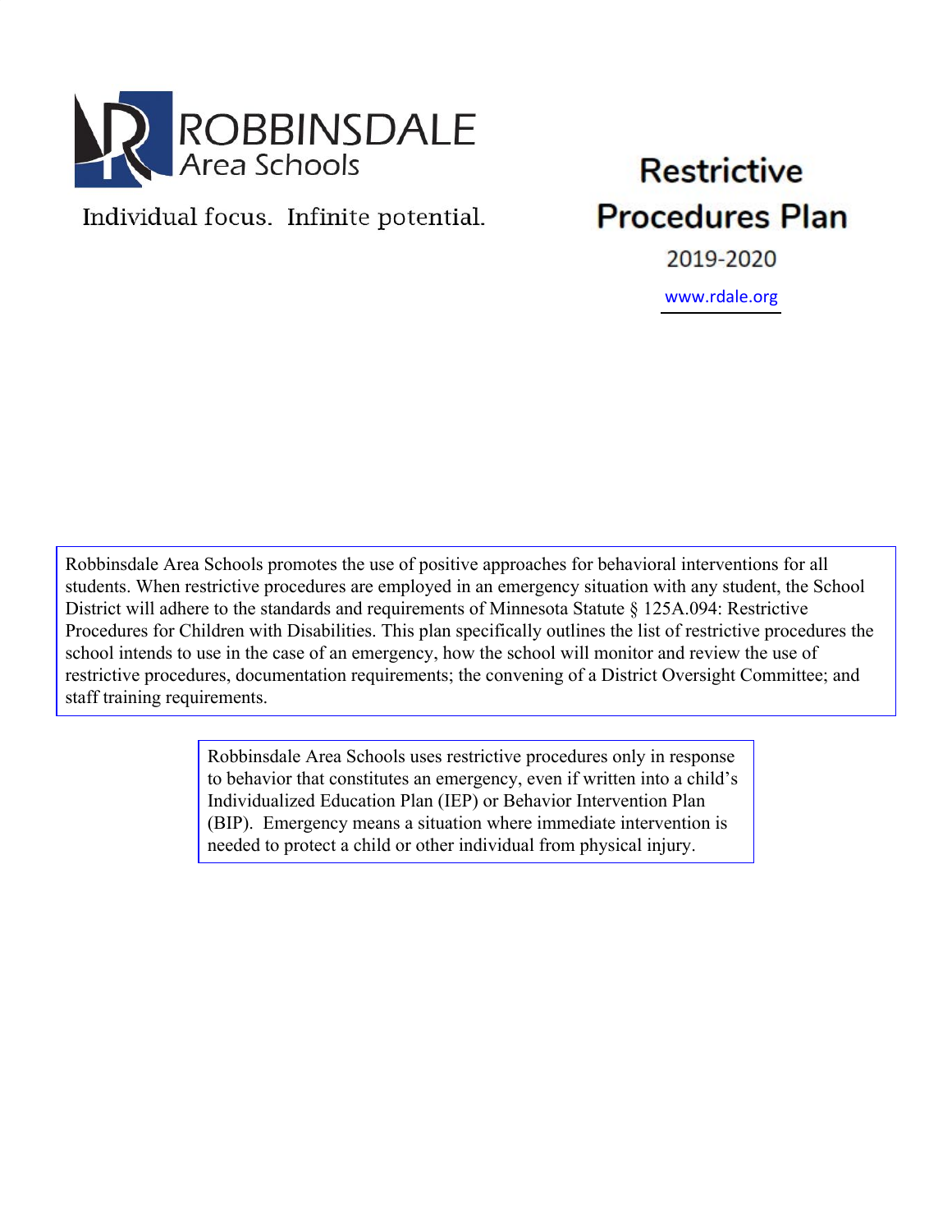ROBBINSDALE
Area Schools

Individual focus. Infinite potential.

# Restrictive Procedures Plan

2019-2020

www.rdale.org

Robbinsdale Area Schools promotes the use of positive approaches for behavioral interventions for all students. When restrictive procedures are employed in an emergency situation with any student, the School District will adhere to the standards and requirements of Minnesota Statute § 125A.094: Restrictive Procedures for Children with Disabilities. This plan specifically outlines the list of restrictive procedures the school intends to use in the case of an emergency, how the school will monitor and review the use of restrictive procedures, documentation requirements; the convening of a District Oversight Committee; and staff training requirements.

Robbinsdale Area Schools uses restrictive procedures only in response to behavior that constitutes an emergency, even if written into a child's Individualized Education Plan (IEP) or Behavior Intervention Plan (BIP). Emergency means a situation where immediate intervention is needed to protect a child or other individual from physical injury.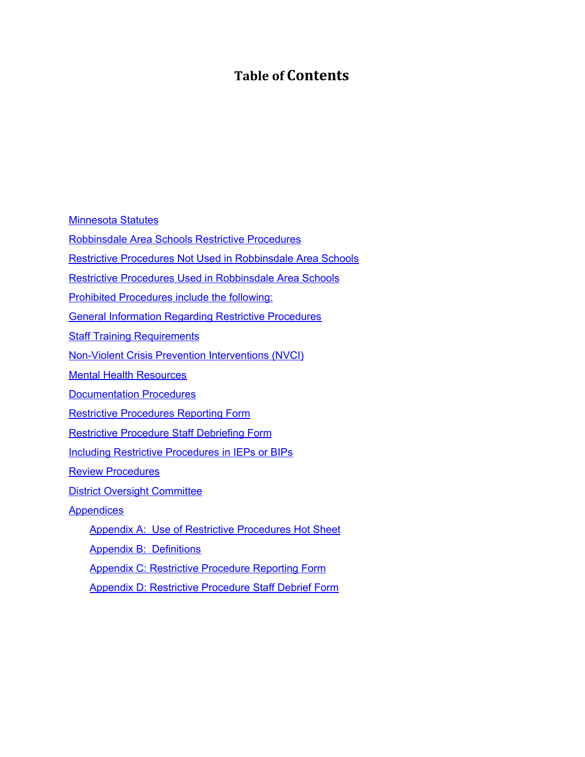# Table of Contents

- Minnesota Statutes
- Robbinsdale Area Schools Restrictive Procedures
- Restrictive Procedures Not Used in Robbinsdale Area Schools
- Restrictive Procedures Used in Robbinsdale Area Schools
- Prohibited Procedures include the following:
- General Information Regarding Restrictive Procedures
- Staff Training Requirements
- Non-Violent Crisis Prevention Interventions (NVCI)
- Mental Health Resources
- Documentation Procedures
- Restrictive Procedures Reporting Form
- Restrictive Procedure Staff Debriefing Form
- Including Restrictive Procedures in IEPs or BIPs
- Review Procedures
- District Oversight Committee
- Appendices
  - Appendix A: Use of Restrictive Procedures Hot Sheet
  - Appendix B: Definitions
  - Appendix C: Restrictive Procedure Reporting Form
  - Appendix D: Restrictive Procedure Staff Debrief Form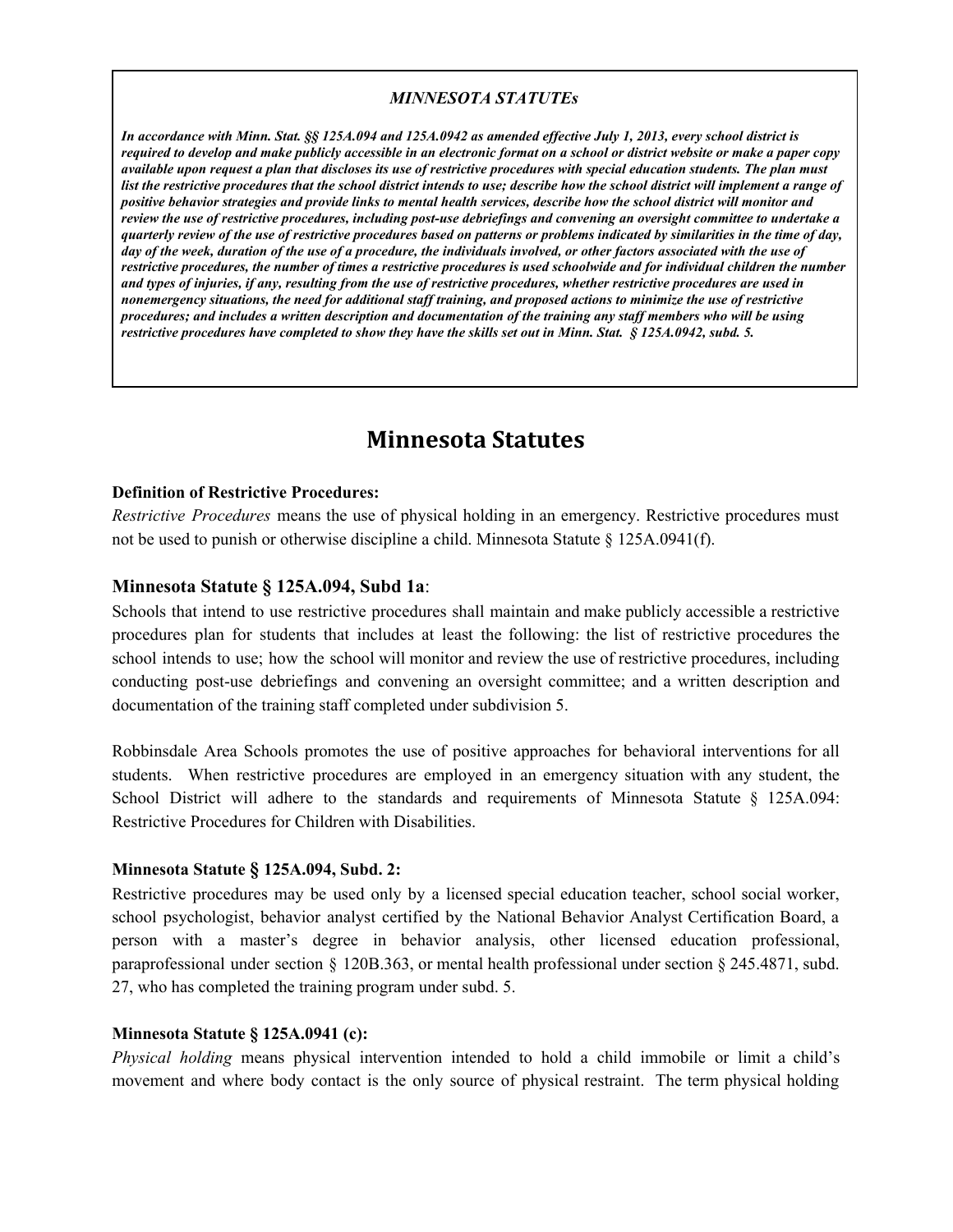***MINNESOTA STATUTEs***

***In accordance with Minn. Stat. §§ 125A.094 and 125A.0942 as amended effective July 1, 2013, every school district is required to develop and make publicly accessible in an electronic format on a school or district website or make a paper copy available upon request a plan that discloses its use of restrictive procedures with special education students. The plan must list the restrictive procedures that the school district intends to use; describe how the school district will implement a range of positive behavior strategies and provide links to mental health services, describe how the school district will monitor and review the use of restrictive procedures, including post-use debriefings and convening an oversight committee to undertake a quarterly review of the use of restrictive procedures based on patterns or problems indicated by similarities in the time of day, day of the week, duration of the use of a procedure, the individuals involved, or other factors associated with the use of restrictive procedures, the number of times a restrictive procedures is used schoolwide and for individual children the number and types of injuries, if any, resulting from the use of restrictive procedures, whether restrictive procedures are used in nonemergency situations, the need for additional staff training, and proposed actions to minimize the use of restrictive procedures; and includes a written description and documentation of the training any staff members who will be using restrictive procedures have completed to show they have the skills set out in Minn. Stat. § 125A.0942, subd. 5.***

# Minnesota Statutes

**Definition of Restrictive Procedures:**

*Restrictive Procedures* means the use of physical holding in an emergency. Restrictive procedures must not be used to punish or otherwise discipline a child. Minnesota Statute § 125A.0941(f).

### Minnesota Statute § 125A.094, Subd 1a:

Schools that intend to use restrictive procedures shall maintain and make publicly accessible a restrictive procedures plan for students that includes at least the following: the list of restrictive procedures the school intends to use; how the school will monitor and review the use of restrictive procedures, including conducting post-use debriefings and convening an oversight committee; and a written description and documentation of the training staff completed under subdivision 5.

Robbinsdale Area Schools promotes the use of positive approaches for behavioral interventions for all students. When restrictive procedures are employed in an emergency situation with any student, the School District will adhere to the standards and requirements of Minnesota Statute § 125A.094: Restrictive Procedures for Children with Disabilities.

**Minnesota Statute § 125A.094, Subd. 2:**

Restrictive procedures may be used only by a licensed special education teacher, school social worker, school psychologist, behavior analyst certified by the National Behavior Analyst Certification Board, a person with a master's degree in behavior analysis, other licensed education professional, paraprofessional under section § 120B.363, or mental health professional under section § 245.4871, subd. 27, who has completed the training program under subd. 5.

**Minnesota Statute § 125A.0941 (c):**

*Physical holding* means physical intervention intended to hold a child immobile or limit a child's movement and where body contact is the only source of physical restraint. The term physical holding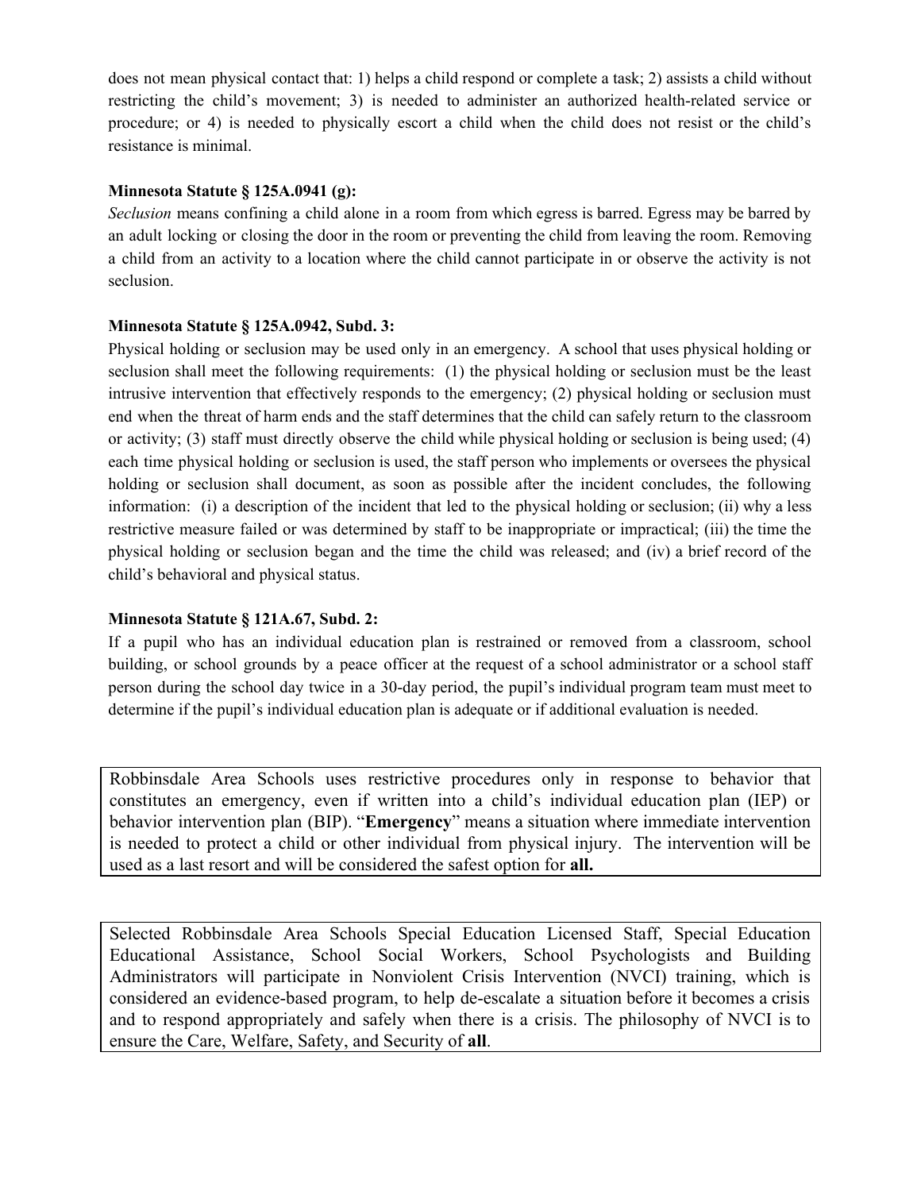does not mean physical contact that: 1) helps a child respond or complete a task; 2) assists a child without restricting the child's movement; 3) is needed to administer an authorized health-related service or procedure; or 4) is needed to physically escort a child when the child does not resist or the child's resistance is minimal.

**Minnesota Statute § 125A.0941 (g):**

*Seclusion* means confining a child alone in a room from which egress is barred. Egress may be barred by an adult locking or closing the door in the room or preventing the child from leaving the room. Removing a child from an activity to a location where the child cannot participate in or observe the activity is not seclusion.

**Minnesota Statute § 125A.0942, Subd. 3:**

Physical holding or seclusion may be used only in an emergency. A school that uses physical holding or seclusion shall meet the following requirements: (1) the physical holding or seclusion must be the least intrusive intervention that effectively responds to the emergency; (2) physical holding or seclusion must end when the threat of harm ends and the staff determines that the child can safely return to the classroom or activity; (3) staff must directly observe the child while physical holding or seclusion is being used; (4) each time physical holding or seclusion is used, the staff person who implements or oversees the physical holding or seclusion shall document, as soon as possible after the incident concludes, the following information: (i) a description of the incident that led to the physical holding or seclusion; (ii) why a less restrictive measure failed or was determined by staff to be inappropriate or impractical; (iii) the time the physical holding or seclusion began and the time the child was released; and (iv) a brief record of the child's behavioral and physical status.

**Minnesota Statute § 121A.67, Subd. 2:**

If a pupil who has an individual education plan is restrained or removed from a classroom, school building, or school grounds by a peace officer at the request of a school administrator or a school staff person during the school day twice in a 30-day period, the pupil's individual program team must meet to determine if the pupil's individual education plan is adequate or if additional evaluation is needed.

Robbinsdale Area Schools uses restrictive procedures only in response to behavior that constitutes an emergency, even if written into a child's individual education plan (IEP) or behavior intervention plan (BIP). "**Emergency**" means a situation where immediate intervention is needed to protect a child or other individual from physical injury. The intervention will be used as a last resort and will be considered the safest option for **all.**

Selected Robbinsdale Area Schools Special Education Licensed Staff, Special Education Educational Assistance, School Social Workers, School Psychologists and Building Administrators will participate in Nonviolent Crisis Intervention (NVCI) training, which is considered an evidence-based program, to help de-escalate a situation before it becomes a crisis and to respond appropriately and safely when there is a crisis. The philosophy of NVCI is to ensure the Care, Welfare, Safety, and Security of **all**.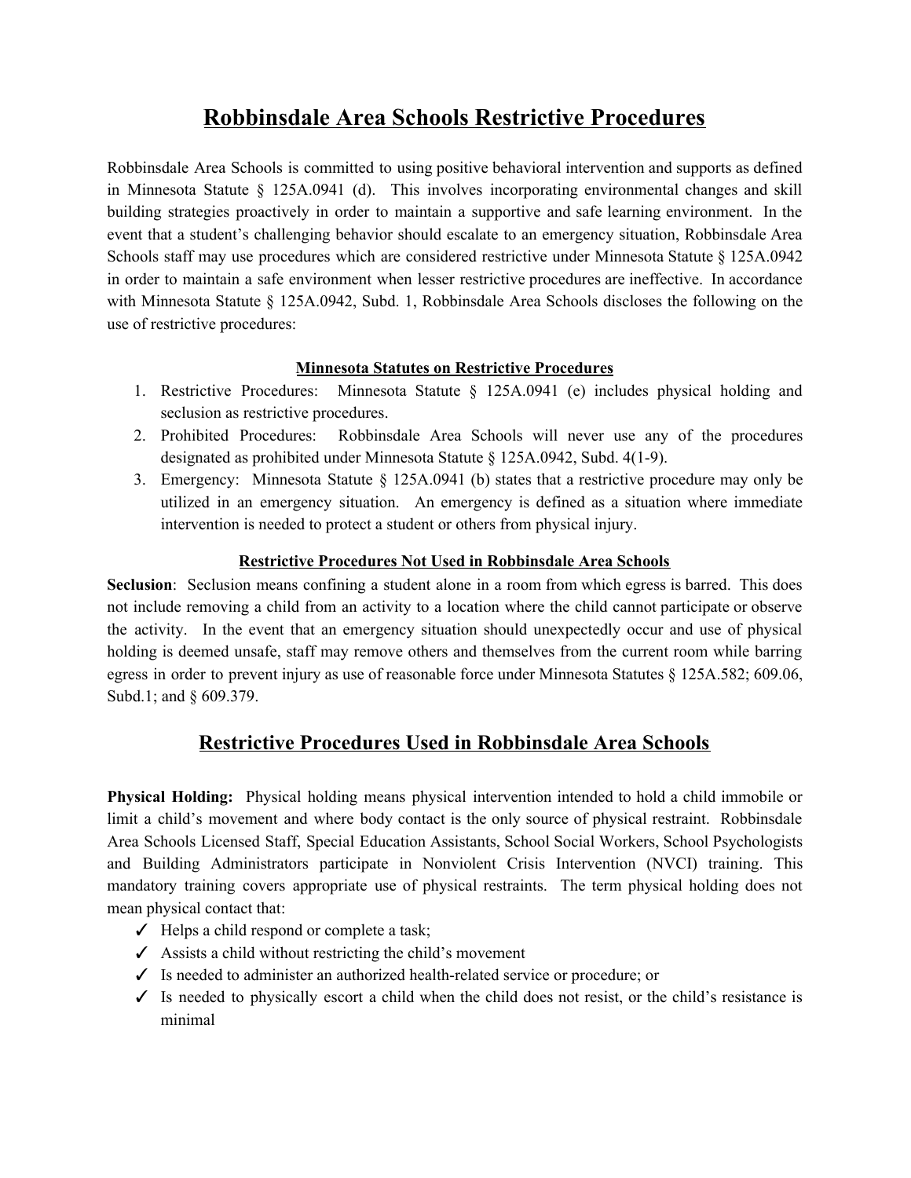# Robbinsdale Area Schools Restrictive Procedures

Robbinsdale Area Schools is committed to using positive behavioral intervention and supports as defined in Minnesota Statute § 125A.0941 (d). This involves incorporating environmental changes and skill building strategies proactively in order to maintain a supportive and safe learning environment. In the event that a student's challenging behavior should escalate to an emergency situation, Robbinsdale Area Schools staff may use procedures which are considered restrictive under Minnesota Statute § 125A.0942 in order to maintain a safe environment when lesser restrictive procedures are ineffective. In accordance with Minnesota Statute § 125A.0942, Subd. 1, Robbinsdale Area Schools discloses the following on the use of restrictive procedures:

### Minnesota Statutes on Restrictive Procedures

1. Restrictive Procedures: Minnesota Statute § 125A.0941 (e) includes physical holding and seclusion as restrictive procedures.
2. Prohibited Procedures: Robbinsdale Area Schools will never use any of the procedures designated as prohibited under Minnesota Statute § 125A.0942, Subd. 4(1-9).
3. Emergency: Minnesota Statute § 125A.0941 (b) states that a restrictive procedure may only be utilized in an emergency situation. An emergency is defined as a situation where immediate intervention is needed to protect a student or others from physical injury.

### Restrictive Procedures Not Used in Robbinsdale Area Schools

**Seclusion**: Seclusion means confining a student alone in a room from which egress is barred. This does not include removing a child from an activity to a location where the child cannot participate or observe the activity. In the event that an emergency situation should unexpectedly occur and use of physical holding is deemed unsafe, staff may remove others and themselves from the current room while barring egress in order to prevent injury as use of reasonable force under Minnesota Statutes § 125A.582; 609.06, Subd.1; and § 609.379.

## Restrictive Procedures Used in Robbinsdale Area Schools

**Physical Holding:** Physical holding means physical intervention intended to hold a child immobile or limit a child's movement and where body contact is the only source of physical restraint. Robbinsdale Area Schools Licensed Staff, Special Education Assistants, School Social Workers, School Psychologists and Building Administrators participate in Nonviolent Crisis Intervention (NVCI) training. This mandatory training covers appropriate use of physical restraints. The term physical holding does not mean physical contact that:

- ✓ Helps a child respond or complete a task;
- ✓ Assists a child without restricting the child's movement
- ✓ Is needed to administer an authorized health-related service or procedure; or
- ✓ Is needed to physically escort a child when the child does not resist, or the child's resistance is minimal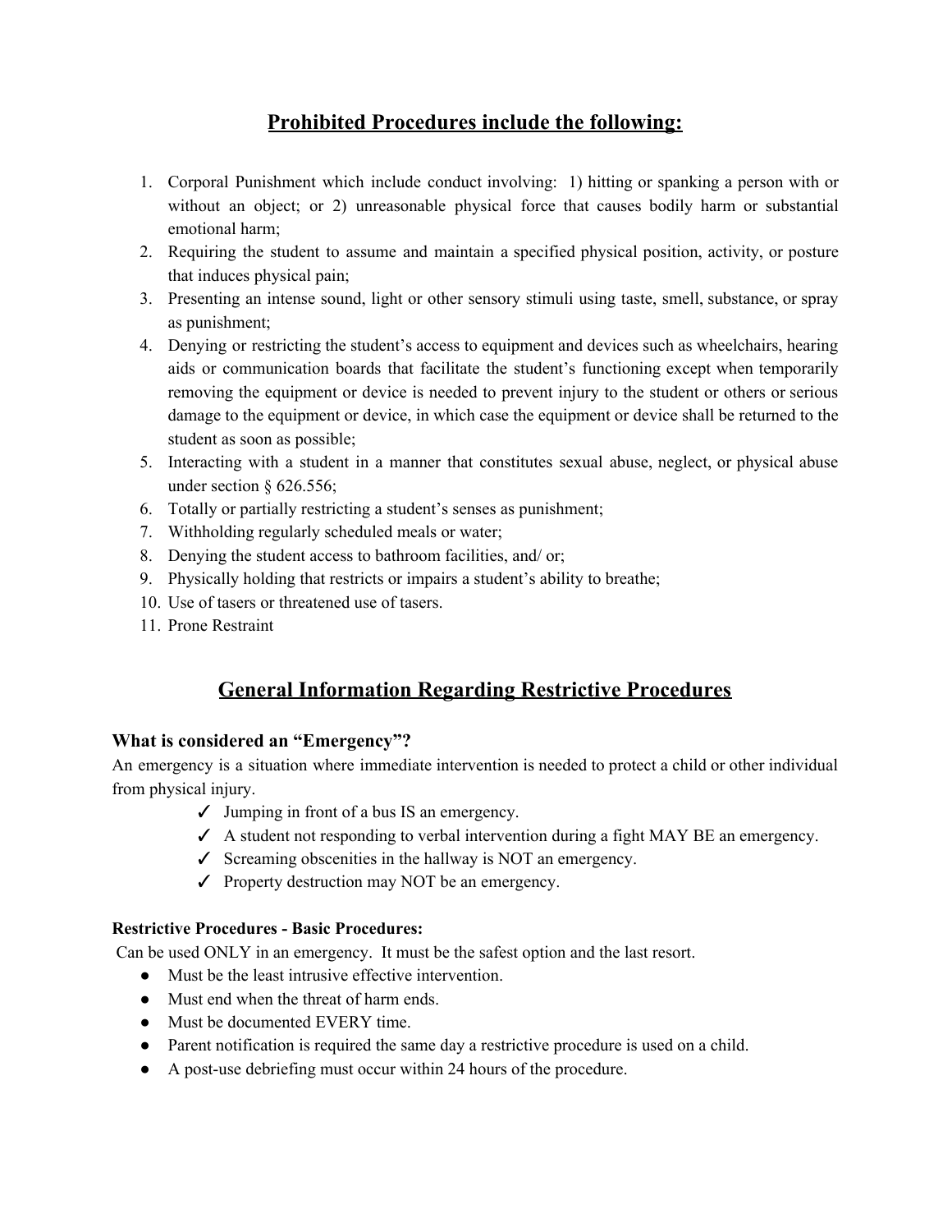## Prohibited Procedures include the following:

1. Corporal Punishment which include conduct involving: 1) hitting or spanking a person with or without an object; or 2) unreasonable physical force that causes bodily harm or substantial emotional harm;
2. Requiring the student to assume and maintain a specified physical position, activity, or posture that induces physical pain;
3. Presenting an intense sound, light or other sensory stimuli using taste, smell, substance, or spray as punishment;
4. Denying or restricting the student's access to equipment and devices such as wheelchairs, hearing aids or communication boards that facilitate the student's functioning except when temporarily removing the equipment or device is needed to prevent injury to the student or others or serious damage to the equipment or device, in which case the equipment or device shall be returned to the student as soon as possible;
5. Interacting with a student in a manner that constitutes sexual abuse, neglect, or physical abuse under section § 626.556;
6. Totally or partially restricting a student's senses as punishment;
7. Withholding regularly scheduled meals or water;
8. Denying the student access to bathroom facilities, and/ or;
9. Physically holding that restricts or impairs a student's ability to breathe;
10. Use of tasers or threatened use of tasers.
11. Prone Restraint

## General Information Regarding Restrictive Procedures

### What is considered an "Emergency"?

An emergency is a situation where immediate intervention is needed to protect a child or other individual from physical injury.

- ✓ Jumping in front of a bus IS an emergency.
- ✓ A student not responding to verbal intervention during a fight MAY BE an emergency.
- ✓ Screaming obscenities in the hallway is NOT an emergency.
- ✓ Property destruction may NOT be an emergency.

**Restrictive Procedures - Basic Procedures:**

Can be used ONLY in an emergency. It must be the safest option and the last resort.

- Must be the least intrusive effective intervention.
- Must end when the threat of harm ends.
- Must be documented EVERY time.
- Parent notification is required the same day a restrictive procedure is used on a child.
- A post-use debriefing must occur within 24 hours of the procedure.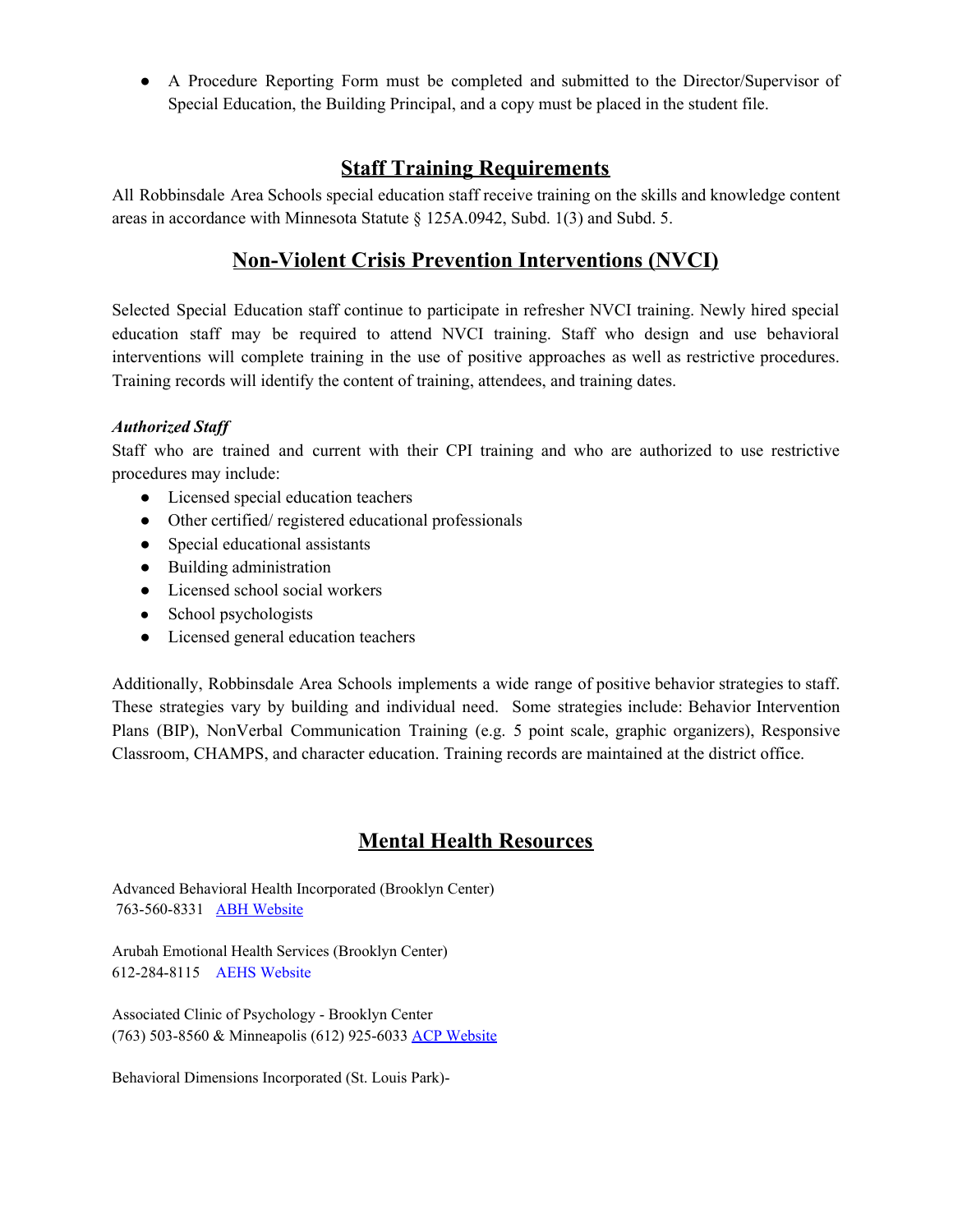- A Procedure Reporting Form must be completed and submitted to the Director/Supervisor of Special Education, the Building Principal, and a copy must be placed in the student file.

## Staff Training Requirements

All Robbinsdale Area Schools special education staff receive training on the skills and knowledge content areas in accordance with Minnesota Statute § 125A.0942, Subd. 1(3) and Subd. 5.

## Non-Violent Crisis Prevention Interventions (NVCI)

Selected Special Education staff continue to participate in refresher NVCI training. Newly hired special education staff may be required to attend NVCI training. Staff who design and use behavioral interventions will complete training in the use of positive approaches as well as restrictive procedures. Training records will identify the content of training, attendees, and training dates.

***Authorized Staff***

Staff who are trained and current with their CPI training and who are authorized to use restrictive procedures may include:

- Licensed special education teachers
- Other certified/ registered educational professionals
- Special educational assistants
- Building administration
- Licensed school social workers
- School psychologists
- Licensed general education teachers

Additionally, Robbinsdale Area Schools implements a wide range of positive behavior strategies to staff. These strategies vary by building and individual need. Some strategies include: Behavior Intervention Plans (BIP), NonVerbal Communication Training (e.g. 5 point scale, graphic organizers), Responsive Classroom, CHAMPS, and character education. Training records are maintained at the district office.

## Mental Health Resources

Advanced Behavioral Health Incorporated (Brooklyn Center)
763-560-8331 [ABH Website]

Arubah Emotional Health Services (Brooklyn Center)
612-284-8115 [AEHS Website]

Associated Clinic of Psychology - Brooklyn Center
(763) 503-8560 & Minneapolis (612) 925-6033 [ACP Website]

Behavioral Dimensions Incorporated (St. Louis Park)-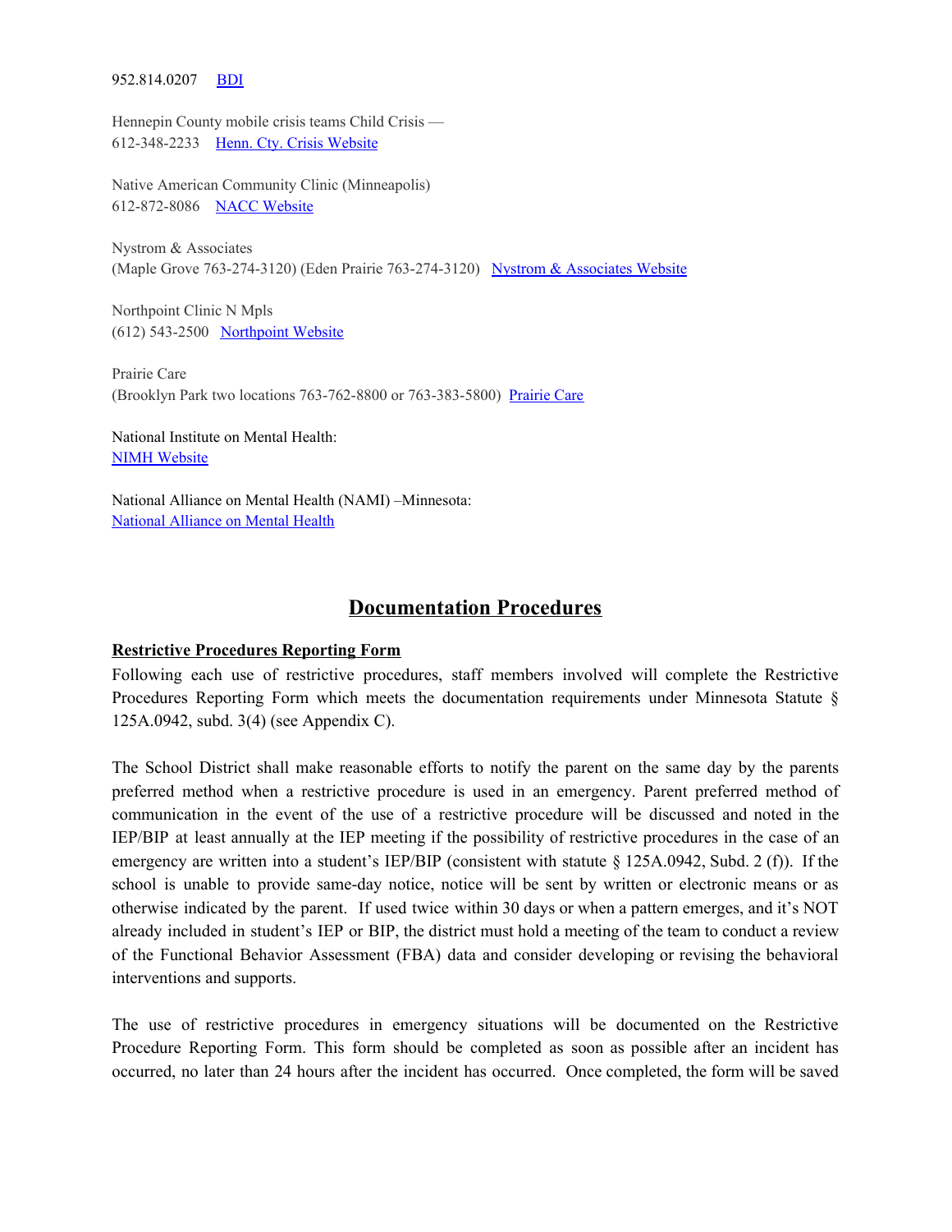952.814.0207 BDI

Hennepin County mobile crisis teams Child Crisis —
612-348-2233 Henn. Cty. Crisis Website

Native American Community Clinic (Minneapolis)
612-872-8086 NACC Website

Nystrom & Associates
(Maple Grove 763-274-3120) (Eden Prairie 763-274-3120) Nystrom & Associates Website

Northpoint Clinic N Mpls
(612) 543-2500 Northpoint Website

Prairie Care
(Brooklyn Park two locations 763-762-8800 or 763-383-5800) Prairie Care

National Institute on Mental Health:
NIMH Website

National Alliance on Mental Health (NAMI) –Minnesota:
National Alliance on Mental Health

# Documentation Procedures

**Restrictive Procedures Reporting Form**

Following each use of restrictive procedures, staff members involved will complete the Restrictive Procedures Reporting Form which meets the documentation requirements under Minnesota Statute § 125A.0942, subd. 3(4) (see Appendix C).

The School District shall make reasonable efforts to notify the parent on the same day by the parents preferred method when a restrictive procedure is used in an emergency. Parent preferred method of communication in the event of the use of a restrictive procedure will be discussed and noted in the IEP/BIP at least annually at the IEP meeting if the possibility of restrictive procedures in the case of an emergency are written into a student's IEP/BIP (consistent with statute § 125A.0942, Subd. 2 (f)). If the school is unable to provide same-day notice, notice will be sent by written or electronic means or as otherwise indicated by the parent. If used twice within 30 days or when a pattern emerges, and it's NOT already included in student's IEP or BIP, the district must hold a meeting of the team to conduct a review of the Functional Behavior Assessment (FBA) data and consider developing or revising the behavioral interventions and supports.

The use of restrictive procedures in emergency situations will be documented on the Restrictive Procedure Reporting Form. This form should be completed as soon as possible after an incident has occurred, no later than 24 hours after the incident has occurred. Once completed, the form will be saved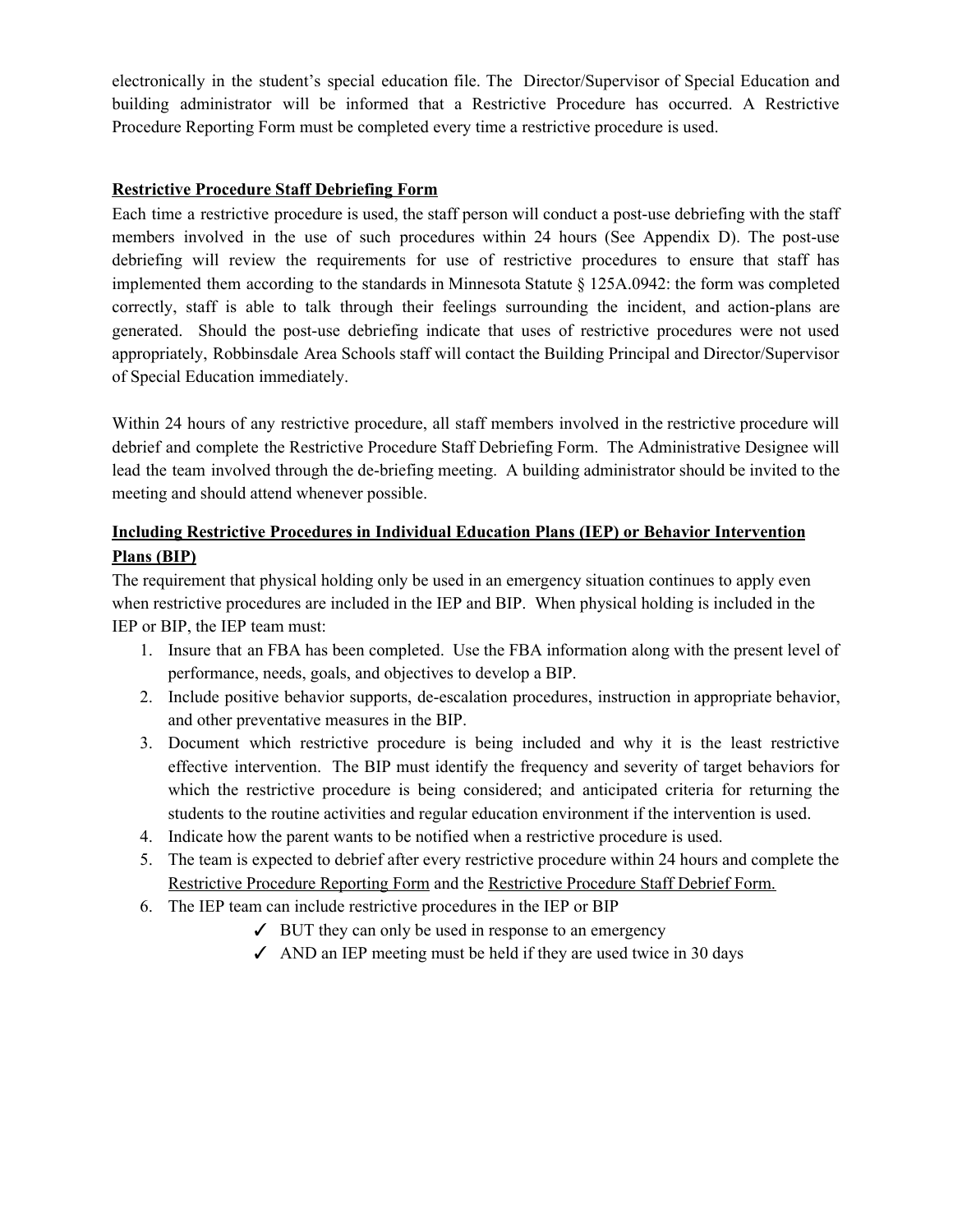electronically in the student's special education file. The Director/Supervisor of Special Education and building administrator will be informed that a Restrictive Procedure has occurred. A Restrictive Procedure Reporting Form must be completed every time a restrictive procedure is used.

## Restrictive Procedure Staff Debriefing Form

Each time a restrictive procedure is used, the staff person will conduct a post-use debriefing with the staff members involved in the use of such procedures within 24 hours (See Appendix D). The post-use debriefing will review the requirements for use of restrictive procedures to ensure that staff has implemented them according to the standards in Minnesota Statute § 125A.0942: the form was completed correctly, staff is able to talk through their feelings surrounding the incident, and action-plans are generated. Should the post-use debriefing indicate that uses of restrictive procedures were not used appropriately, Robbinsdale Area Schools staff will contact the Building Principal and Director/Supervisor of Special Education immediately.

Within 24 hours of any restrictive procedure, all staff members involved in the restrictive procedure will debrief and complete the Restrictive Procedure Staff Debriefing Form. The Administrative Designee will lead the team involved through the de-briefing meeting. A building administrator should be invited to the meeting and should attend whenever possible.

## Including Restrictive Procedures in Individual Education Plans (IEP) or Behavior Intervention Plans (BIP)

The requirement that physical holding only be used in an emergency situation continues to apply even when restrictive procedures are included in the IEP and BIP. When physical holding is included in the IEP or BIP, the IEP team must:

1. Insure that an FBA has been completed. Use the FBA information along with the present level of performance, needs, goals, and objectives to develop a BIP.
2. Include positive behavior supports, de-escalation procedures, instruction in appropriate behavior, and other preventative measures in the BIP.
3. Document which restrictive procedure is being included and why it is the least restrictive effective intervention. The BIP must identify the frequency and severity of target behaviors for which the restrictive procedure is being considered; and anticipated criteria for returning the students to the routine activities and regular education environment if the intervention is used.
4. Indicate how the parent wants to be notified when a restrictive procedure is used.
5. The team is expected to debrief after every restrictive procedure within 24 hours and complete the Restrictive Procedure Reporting Form and the Restrictive Procedure Staff Debrief Form.
6. The IEP team can include restrictive procedures in the IEP or BIP
   - ✓ BUT they can only be used in response to an emergency
   - ✓ AND an IEP meeting must be held if they are used twice in 30 days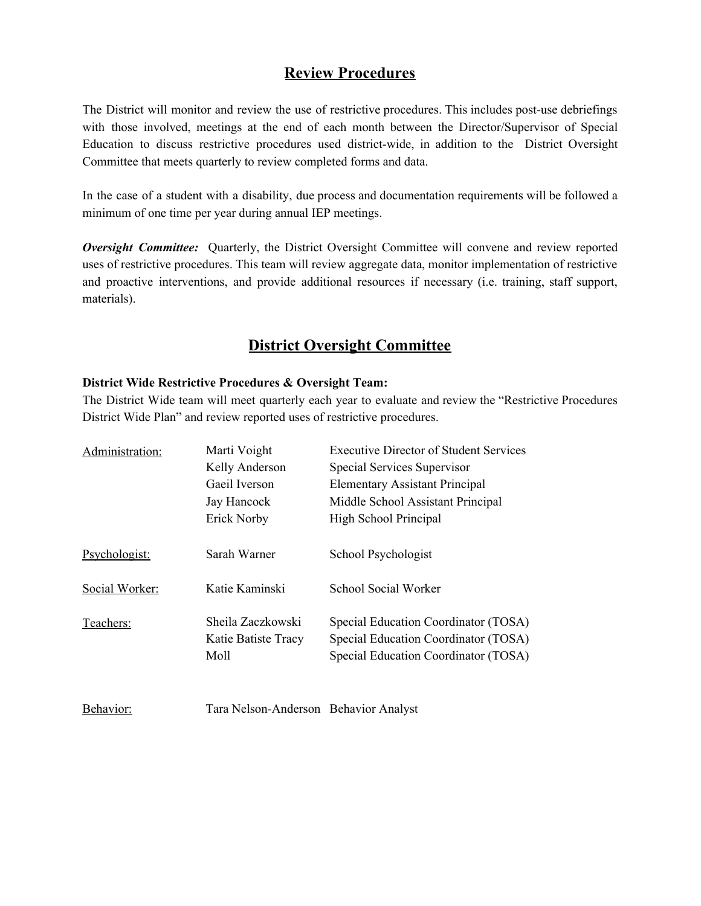## Review Procedures

The District will monitor and review the use of restrictive procedures. This includes post-use debriefings with those involved, meetings at the end of each month between the Director/Supervisor of Special Education to discuss restrictive procedures used district-wide, in addition to the District Oversight Committee that meets quarterly to review completed forms and data.

In the case of a student with a disability, due process and documentation requirements will be followed a minimum of one time per year during annual IEP meetings.

***Oversight Committee:*** Quarterly, the District Oversight Committee will convene and review reported uses of restrictive procedures. This team will review aggregate data, monitor implementation of restrictive and proactive interventions, and provide additional resources if necessary (i.e. training, staff support, materials).

## District Oversight Committee

**District Wide Restrictive Procedures & Oversight Team:**
The District Wide team will meet quarterly each year to evaluate and review the "Restrictive Procedures District Wide Plan" and review reported uses of restrictive procedures.

| | | |
|---|---|---|
| Administration: | Marti Voight | Executive Director of Student Services |
| | Kelly Anderson | Special Services Supervisor |
| | Gaeil Iverson | Elementary Assistant Principal |
| | Jay Hancock | Middle School Assistant Principal |
| | Erick Norby | High School Principal |
| Psychologist: | Sarah Warner | School Psychologist |
| Social Worker: | Katie Kaminski | School Social Worker |
| Teachers: | Sheila Zaczkowski | Special Education Coordinator (TOSA) |
| | Katie Batiste Tracy | Special Education Coordinator (TOSA) |
| | Moll | Special Education Coordinator (TOSA) |
| Behavior: | Tara Nelson-Anderson | Behavior Analyst |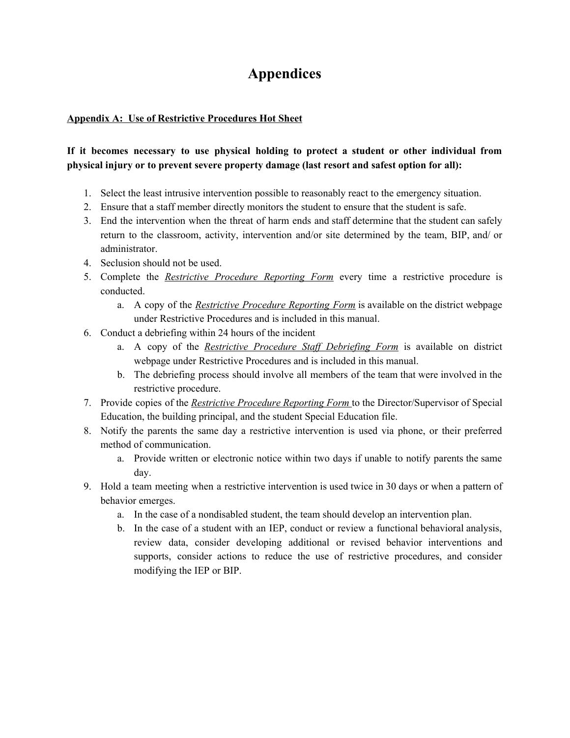# Appendices

**Appendix A: Use of Restrictive Procedures Hot Sheet**

**If it becomes necessary to use physical holding to protect a student or other individual from physical injury or to prevent severe property damage (last resort and safest option for all):**

1. Select the least intrusive intervention possible to reasonably react to the emergency situation.
2. Ensure that a staff member directly monitors the student to ensure that the student is safe.
3. End the intervention when the threat of harm ends and staff determine that the student can safely return to the classroom, activity, intervention and/or site determined by the team, BIP, and/ or administrator.
4. Seclusion should not be used.
5. Complete the *Restrictive Procedure Reporting Form* every time a restrictive procedure is conducted.
    a. A copy of the *Restrictive Procedure Reporting Form* is available on the district webpage under Restrictive Procedures and is included in this manual.
6. Conduct a debriefing within 24 hours of the incident
    a. A copy of the *Restrictive Procedure Staff Debriefing Form* is available on district webpage under Restrictive Procedures and is included in this manual.
    b. The debriefing process should involve all members of the team that were involved in the restrictive procedure.
7. Provide copies of the *Restrictive Procedure Reporting Form* to the Director/Supervisor of Special Education, the building principal, and the student Special Education file.
8. Notify the parents the same day a restrictive intervention is used via phone, or their preferred method of communication.
    a. Provide written or electronic notice within two days if unable to notify parents the same day.
9. Hold a team meeting when a restrictive intervention is used twice in 30 days or when a pattern of behavior emerges.
    a. In the case of a nondisabled student, the team should develop an intervention plan.
    b. In the case of a student with an IEP, conduct or review a functional behavioral analysis, review data, consider developing additional or revised behavior interventions and supports, consider actions to reduce the use of restrictive procedures, and consider modifying the IEP or BIP.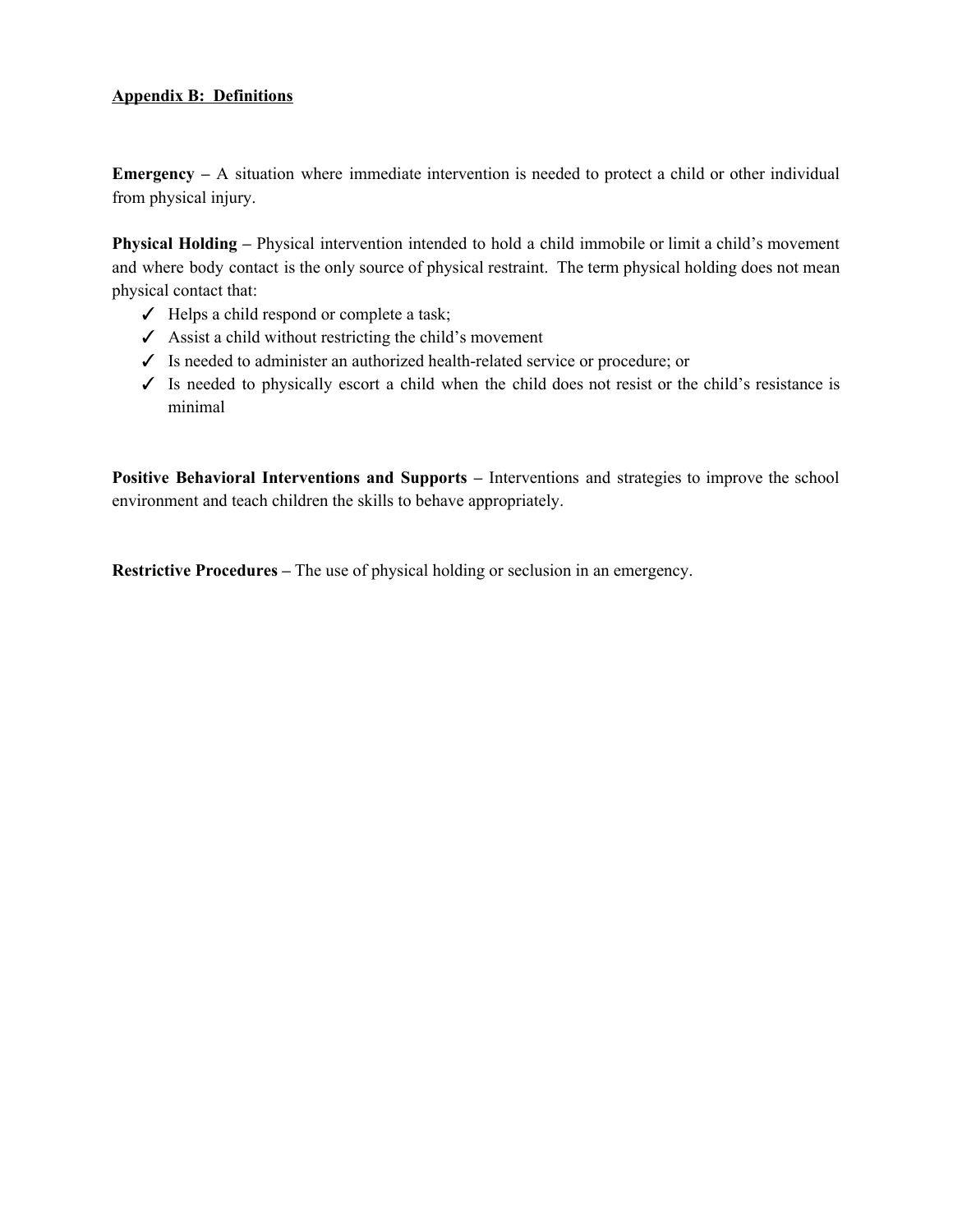## Appendix B: Definitions

**Emergency –** A situation where immediate intervention is needed to protect a child or other individual from physical injury.

**Physical Holding –** Physical intervention intended to hold a child immobile or limit a child's movement and where body contact is the only source of physical restraint. The term physical holding does not mean physical contact that:

- ✓ Helps a child respond or complete a task;
- ✓ Assist a child without restricting the child's movement
- ✓ Is needed to administer an authorized health-related service or procedure; or
- ✓ Is needed to physically escort a child when the child does not resist or the child's resistance is minimal

**Positive Behavioral Interventions and Supports –** Interventions and strategies to improve the school environment and teach children the skills to behave appropriately.

**Restrictive Procedures –** The use of physical holding or seclusion in an emergency.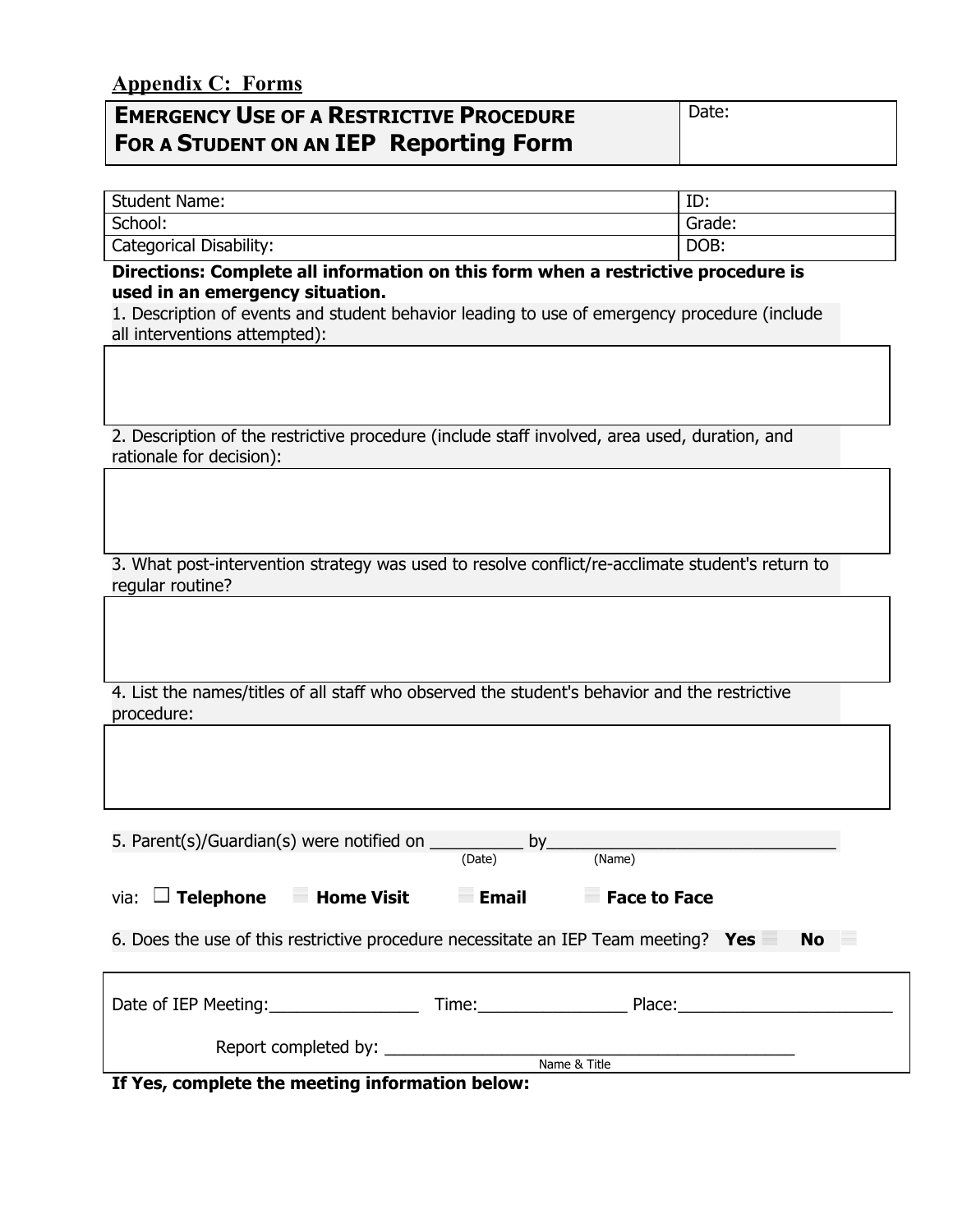## Appendix C: Forms

| EMERGENCY USE OF A RESTRICTIVE PROCEDURE FOR A STUDENT ON AN IEP Reporting Form | Date: |
|---|---|

| Student Name: | ID: |
|---|---|
| School: | Grade: |
| Categorical Disability: | DOB: |

**Directions: Complete all information on this form when a restrictive procedure is used in an emergency situation.**

1. Description of events and student behavior leading to use of emergency procedure (include all interventions attempted):

2. Description of the restrictive procedure (include staff involved, area used, duration, and rationale for decision):

3. What post-intervention strategy was used to resolve conflict/re-acclimate student's return to regular routine?

4. List the names/titles of all staff who observed the student's behavior and the restrictive procedure:

5. Parent(s)/Guardian(s) were notified on __________ by_______________________________
(Date) (Name)

via: ☐ **Telephone** ☐ **Home Visit** ☐ **Email** ☐ **Face to Face**

6. Does the use of this restrictive procedure necessitate an IEP Team meeting? **Yes** ☐ **No** ☐

Date of IEP Meeting:________________ Time:________________ Place:_______________________

Report completed by: _____________________________________________
Name & Title

**If Yes, complete the meeting information below:**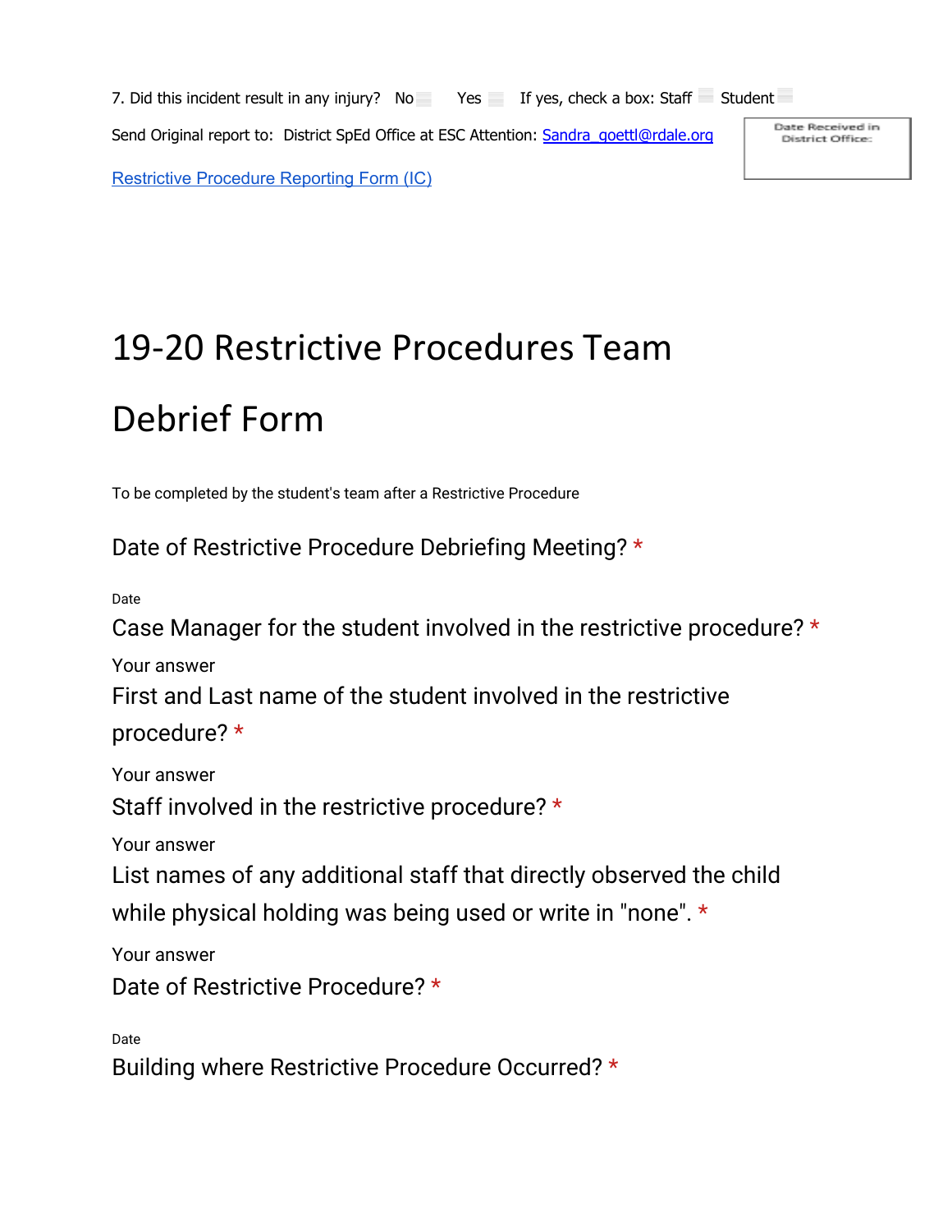7. Did this incident result in any injury? No ☐ Yes ☐ If yes, check a box: Staff ☐ Student ☐

Send Original report to: District SpEd Office at ESC Attention: [Sandra_goettl@rdale.org](mailto:Sandra_goettl@rdale.org)

| Date Received in District Office: |
| --- |
| |

[Restrictive Procedure Reporting Form (IC)]()

# 19-20 Restrictive Procedures Team Debrief Form

To be completed by the student's team after a Restrictive Procedure

Date of Restrictive Procedure Debriefing Meeting? *

Date

Case Manager for the student involved in the restrictive procedure? *

Your answer

First and Last name of the student involved in the restrictive procedure? *

Your answer

Staff involved in the restrictive procedure? *

Your answer

List names of any additional staff that directly observed the child while physical holding was being used or write in "none". *

Your answer

Date of Restrictive Procedure? *

Date

Building where Restrictive Procedure Occurred? *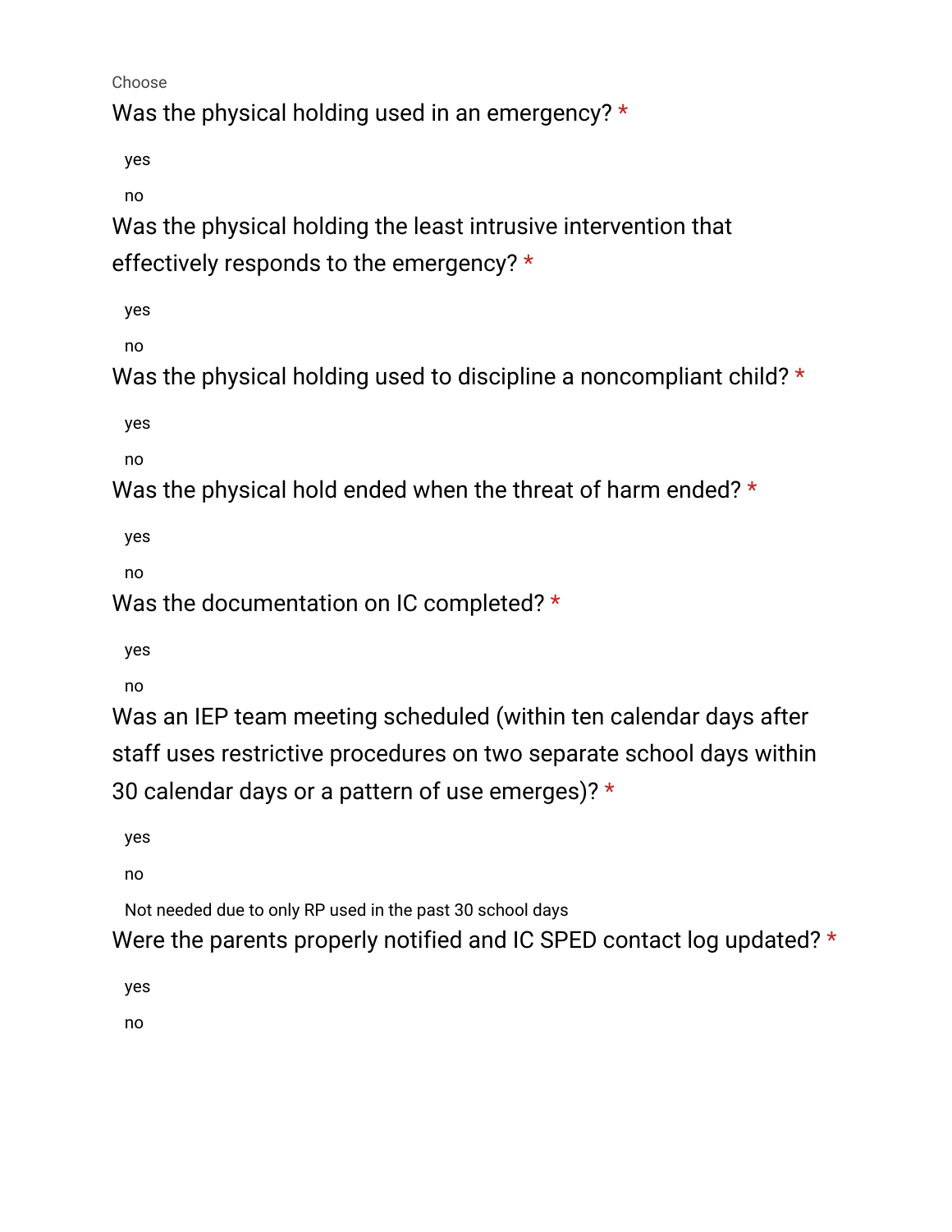Choose

Was the physical holding used in an emergency? *

yes

no

Was the physical holding the least intrusive intervention that effectively responds to the emergency? *

yes

no

Was the physical holding used to discipline a noncompliant child? *

yes

no

Was the physical hold ended when the threat of harm ended? *

yes

no

Was the documentation on IC completed? *

yes

no

Was an IEP team meeting scheduled (within ten calendar days after staff uses restrictive procedures on two separate school days within 30 calendar days or a pattern of use emerges)? *

yes

no

Not needed due to only RP used in the past 30 school days

Were the parents properly notified and IC SPED contact log updated? *

yes

no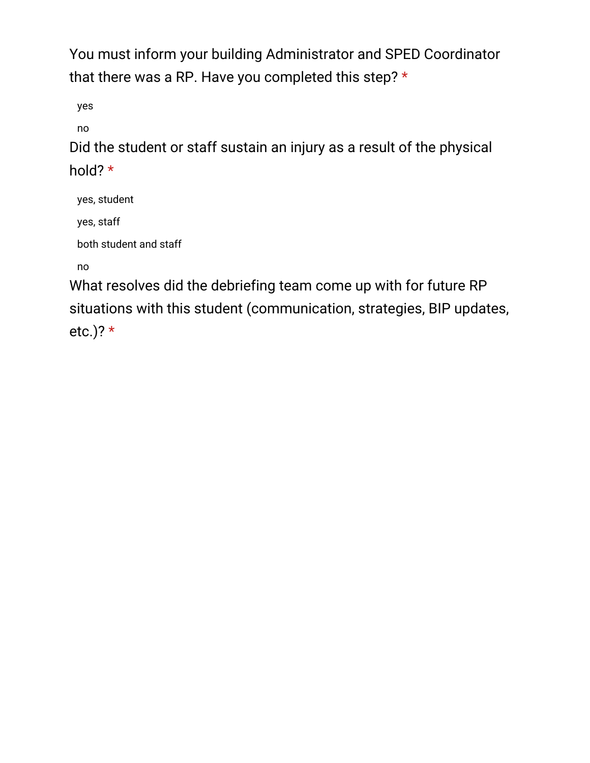You must inform your building Administrator and SPED Coordinator that there was a RP. Have you completed this step? *

yes

no

Did the student or staff sustain an injury as a result of the physical hold? *

yes, student

yes, staff

both student and staff

no

What resolves did the debriefing team come up with for future RP situations with this student (communication, strategies, BIP updates, etc.)? *